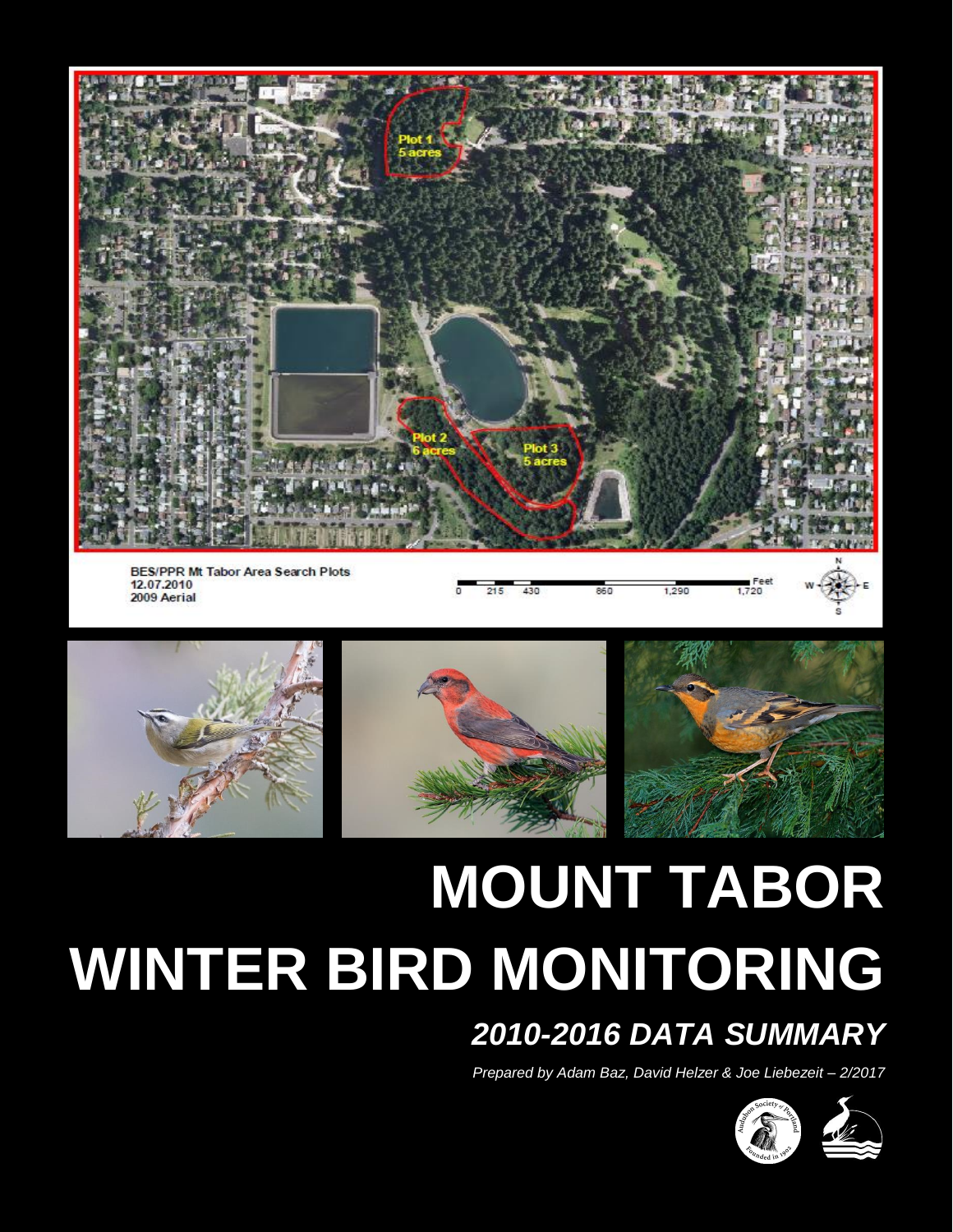# MOUNT TABOR WINTER BIRD MONITORING

## *2010-2016 DATA SUMMARY*

*Prepared by Adam Baz, David Helzer & Joe Liebezeit – 2/2017*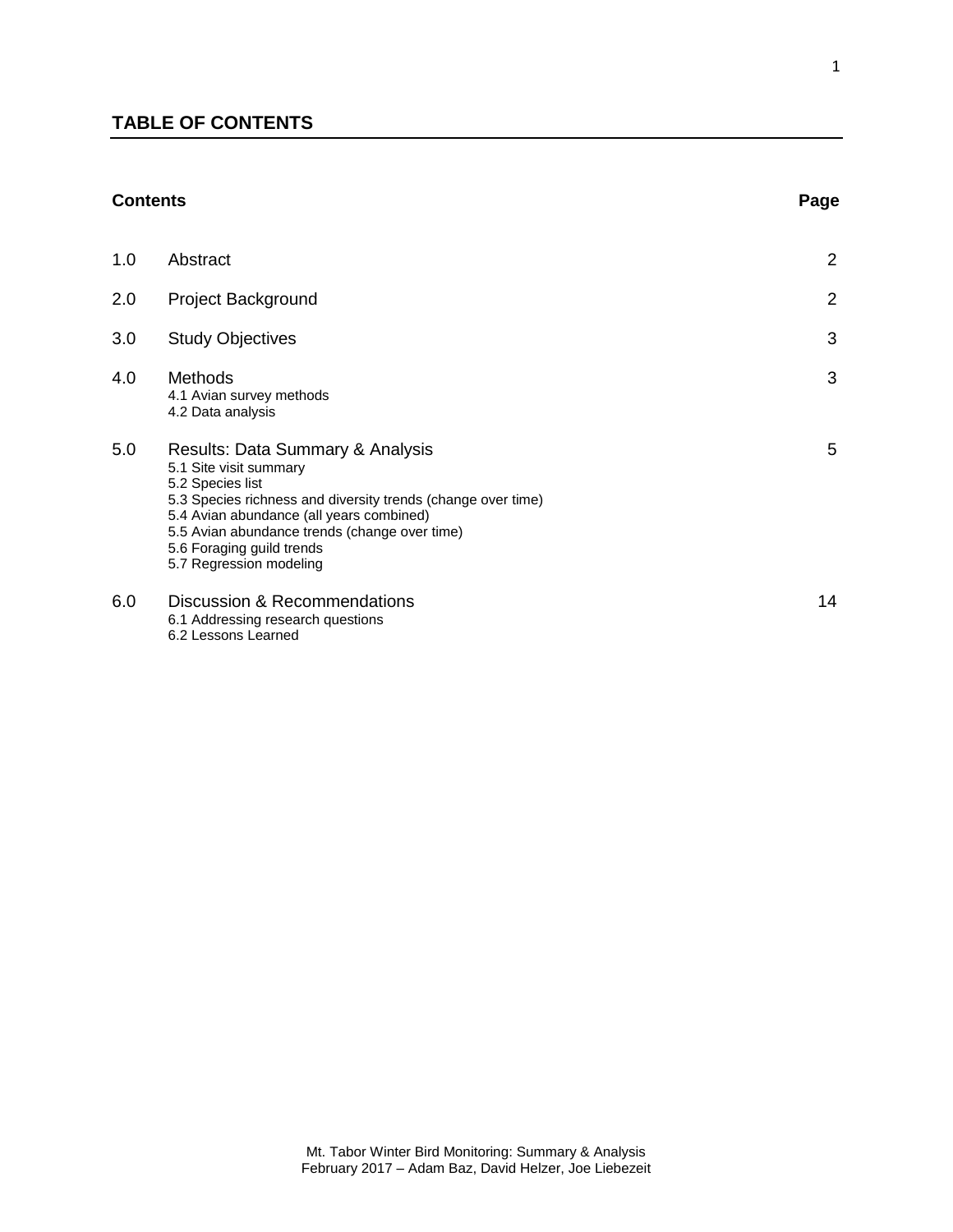## TABLE OF CONTENTS

| Contents | | Page |
|---|---|---|
| 1.0 | Abstract | 2 |
| 2.0 | Project Background | 2 |
| 3.0 | Study Objectives | 3 |
| 4.0 | Methods<br>4.1 Avian survey methods<br>4.2 Data analysis | 3 |
| 5.0 | Results: Data Summary & Analysis<br>5.1 Site visit summary<br>5.2 Species list<br>5.3 Species richness and diversity trends (change over time)<br>5.4 Avian abundance (all years combined)<br>5.5 Avian abundance trends (change over time)<br>5.6 Foraging guild trends<br>5.7 Regression modeling | 5 |
| 6.0 | Discussion & Recommendations<br>6.1 Addressing research questions<br>6.2 Lessons Learned | 14 |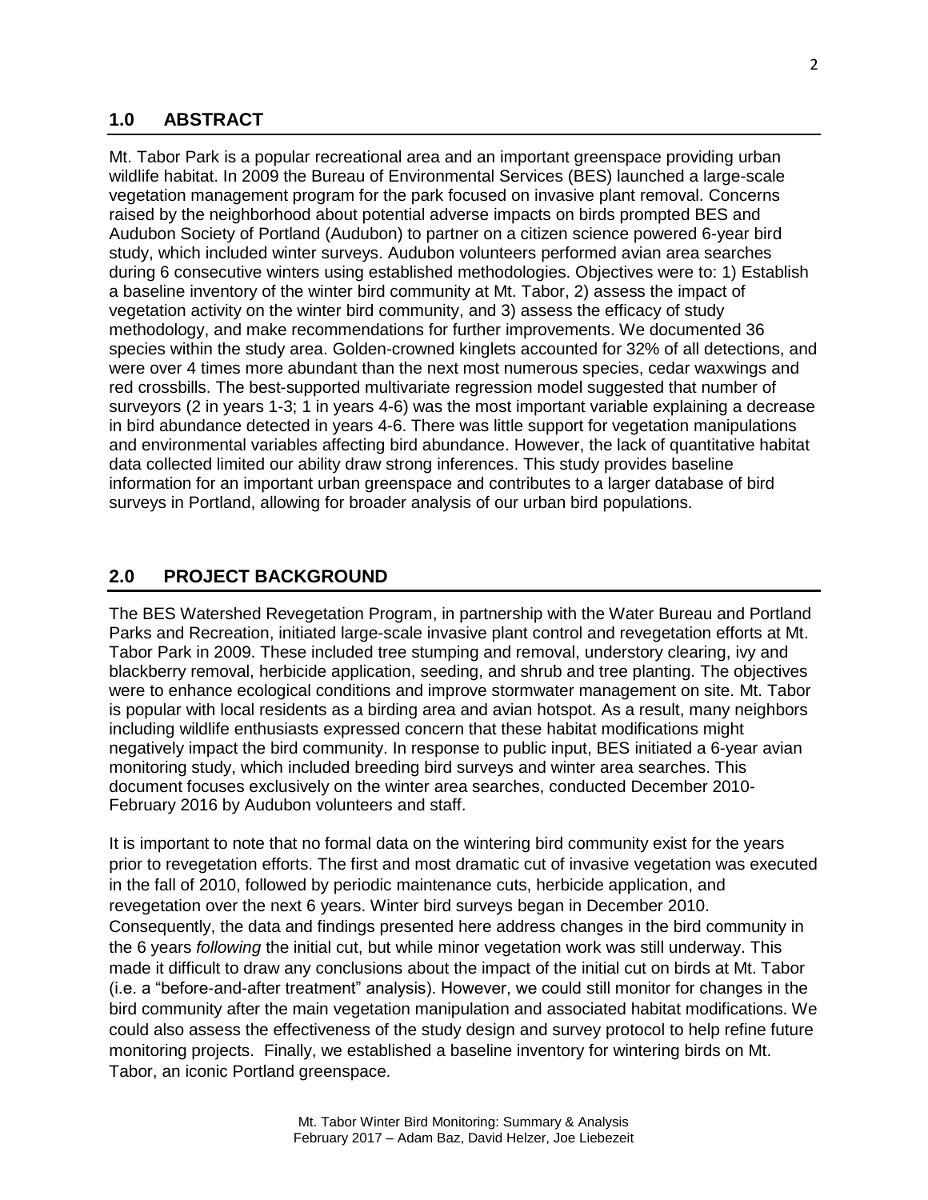## 1.0 ABSTRACT

Mt. Tabor Park is a popular recreational area and an important greenspace providing urban wildlife habitat. In 2009 the Bureau of Environmental Services (BES) launched a large-scale vegetation management program for the park focused on invasive plant removal. Concerns raised by the neighborhood about potential adverse impacts on birds prompted BES and Audubon Society of Portland (Audubon) to partner on a citizen science powered 6-year bird study, which included winter surveys. Audubon volunteers performed avian area searches during 6 consecutive winters using established methodologies. Objectives were to: 1) Establish a baseline inventory of the winter bird community at Mt. Tabor, 2) assess the impact of vegetation activity on the winter bird community, and 3) assess the efficacy of study methodology, and make recommendations for further improvements. We documented 36 species within the study area. Golden-crowned kinglets accounted for 32% of all detections, and were over 4 times more abundant than the next most numerous species, cedar waxwings and red crossbills. The best-supported multivariate regression model suggested that number of surveyors (2 in years 1-3; 1 in years 4-6) was the most important variable explaining a decrease in bird abundance detected in years 4-6. There was little support for vegetation manipulations and environmental variables affecting bird abundance. However, the lack of quantitative habitat data collected limited our ability draw strong inferences. This study provides baseline information for an important urban greenspace and contributes to a larger database of bird surveys in Portland, allowing for broader analysis of our urban bird populations.

## 2.0 PROJECT BACKGROUND

The BES Watershed Revegetation Program, in partnership with the Water Bureau and Portland Parks and Recreation, initiated large-scale invasive plant control and revegetation efforts at Mt. Tabor Park in 2009. These included tree stumping and removal, understory clearing, ivy and blackberry removal, herbicide application, seeding, and shrub and tree planting. The objectives were to enhance ecological conditions and improve stormwater management on site. Mt. Tabor is popular with local residents as a birding area and avian hotspot. As a result, many neighbors including wildlife enthusiasts expressed concern that these habitat modifications might negatively impact the bird community. In response to public input, BES initiated a 6-year avian monitoring study, which included breeding bird surveys and winter area searches. This document focuses exclusively on the winter area searches, conducted December 2010-February 2016 by Audubon volunteers and staff.

It is important to note that no formal data on the wintering bird community exist for the years prior to revegetation efforts. The first and most dramatic cut of invasive vegetation was executed in the fall of 2010, followed by periodic maintenance cuts, herbicide application, and revegetation over the next 6 years. Winter bird surveys began in December 2010. Consequently, the data and findings presented here address changes in the bird community in the 6 years *following* the initial cut, but while minor vegetation work was still underway. This made it difficult to draw any conclusions about the impact of the initial cut on birds at Mt. Tabor (i.e. a "before-and-after treatment" analysis). However, we could still monitor for changes in the bird community after the main vegetation manipulation and associated habitat modifications. We could also assess the effectiveness of the study design and survey protocol to help refine future monitoring projects. Finally, we established a baseline inventory for wintering birds on Mt. Tabor, an iconic Portland greenspace.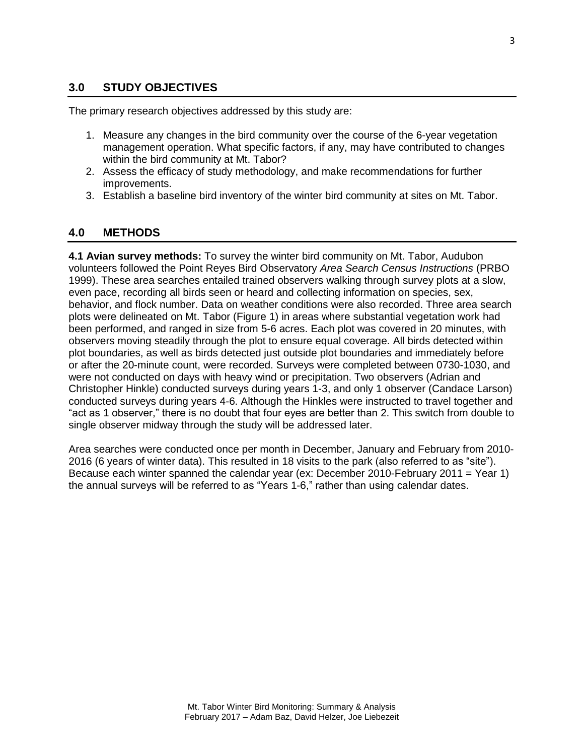## 3.0 STUDY OBJECTIVES

The primary research objectives addressed by this study are:

1. Measure any changes in the bird community over the course of the 6-year vegetation management operation. What specific factors, if any, may have contributed to changes within the bird community at Mt. Tabor?
2. Assess the efficacy of study methodology, and make recommendations for further improvements.
3. Establish a baseline bird inventory of the winter bird community at sites on Mt. Tabor.

## 4.0 METHODS

**4.1 Avian survey methods:** To survey the winter bird community on Mt. Tabor, Audubon volunteers followed the Point Reyes Bird Observatory *Area Search Census Instructions* (PRBO 1999). These area searches entailed trained observers walking through survey plots at a slow, even pace, recording all birds seen or heard and collecting information on species, sex, behavior, and flock number. Data on weather conditions were also recorded. Three area search plots were delineated on Mt. Tabor (Figure 1) in areas where substantial vegetation work had been performed, and ranged in size from 5-6 acres. Each plot was covered in 20 minutes, with observers moving steadily through the plot to ensure equal coverage. All birds detected within plot boundaries, as well as birds detected just outside plot boundaries and immediately before or after the 20-minute count, were recorded. Surveys were completed between 0730-1030, and were not conducted on days with heavy wind or precipitation. Two observers (Adrian and Christopher Hinkle) conducted surveys during years 1-3, and only 1 observer (Candace Larson) conducted surveys during years 4-6. Although the Hinkles were instructed to travel together and "act as 1 observer," there is no doubt that four eyes are better than 2. This switch from double to single observer midway through the study will be addressed later.

Area searches were conducted once per month in December, January and February from 2010-2016 (6 years of winter data). This resulted in 18 visits to the park (also referred to as "site"). Because each winter spanned the calendar year (ex: December 2010-February 2011 = Year 1) the annual surveys will be referred to as "Years 1-6," rather than using calendar dates.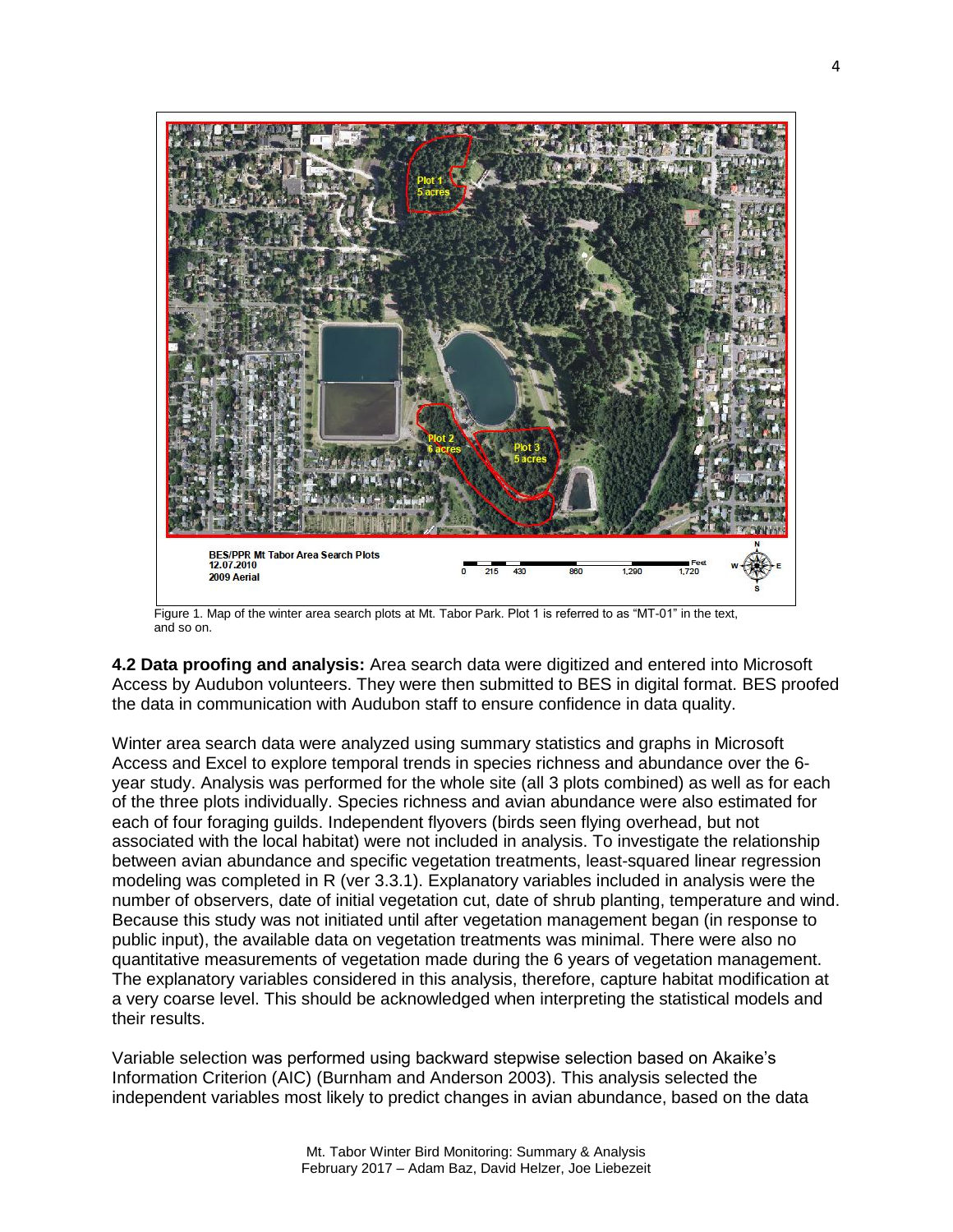Figure 1. Map of the winter area search plots at Mt. Tabor Park. Plot 1 is referred to as "MT-01" in the text, and so on.

**4.2 Data proofing and analysis:** Area search data were digitized and entered into Microsoft Access by Audubon volunteers. They were then submitted to BES in digital format. BES proofed the data in communication with Audubon staff to ensure confidence in data quality.

Winter area search data were analyzed using summary statistics and graphs in Microsoft Access and Excel to explore temporal trends in species richness and abundance over the 6-year study. Analysis was performed for the whole site (all 3 plots combined) as well as for each of the three plots individually. Species richness and avian abundance were also estimated for each of four foraging guilds. Independent flyovers (birds seen flying overhead, but not associated with the local habitat) were not included in analysis. To investigate the relationship between avian abundance and specific vegetation treatments, least-squared linear regression modeling was completed in R (ver 3.3.1). Explanatory variables included in analysis were the number of observers, date of initial vegetation cut, date of shrub planting, temperature and wind. Because this study was not initiated until after vegetation management began (in response to public input), the available data on vegetation treatments was minimal. There were also no quantitative measurements of vegetation made during the 6 years of vegetation management. The explanatory variables considered in this analysis, therefore, capture habitat modification at a very coarse level. This should be acknowledged when interpreting the statistical models and their results.

Variable selection was performed using backward stepwise selection based on Akaike's Information Criterion (AIC) (Burnham and Anderson 2003). This analysis selected the independent variables most likely to predict changes in avian abundance, based on the data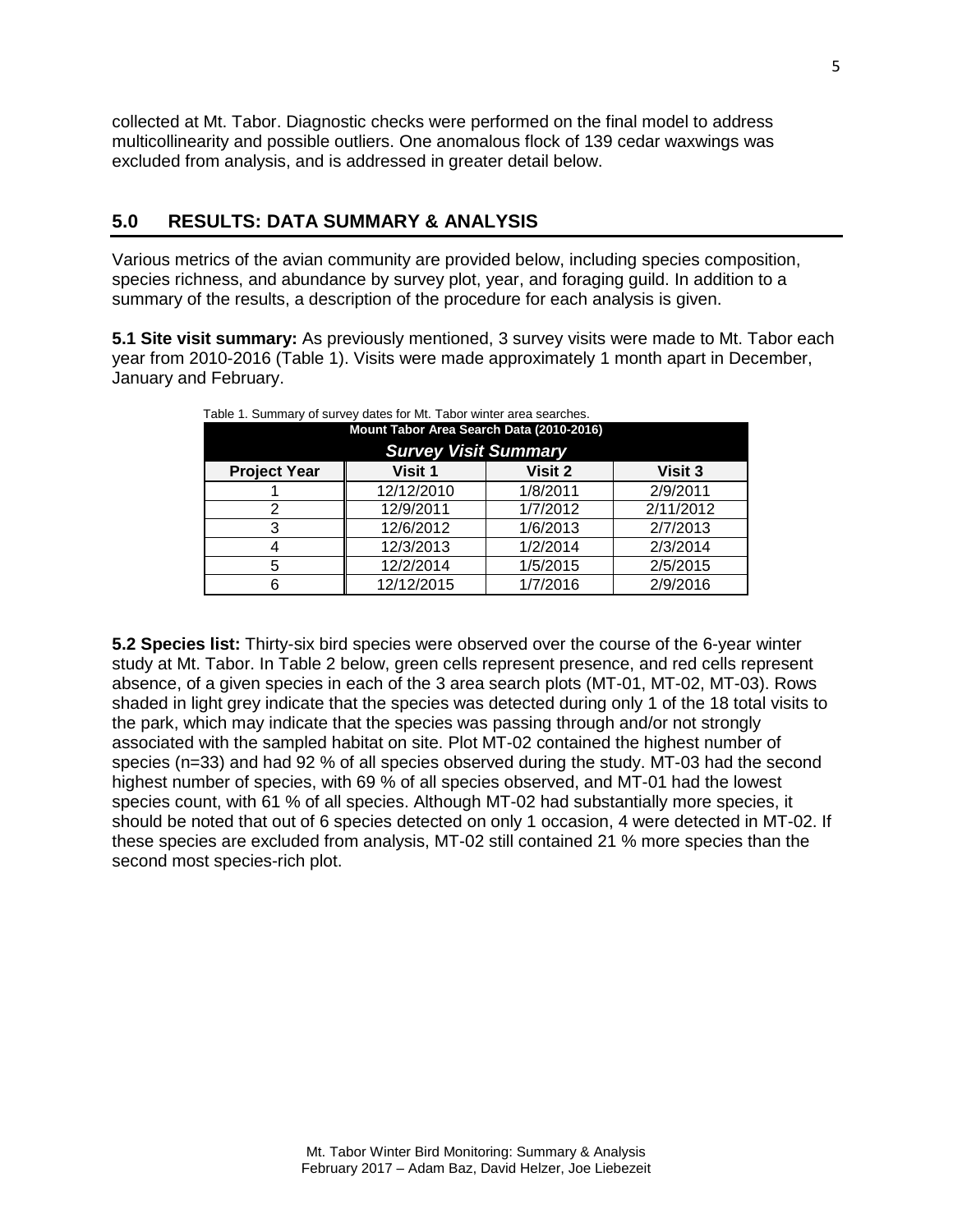collected at Mt. Tabor. Diagnostic checks were performed on the final model to address multicollinearity and possible outliers. One anomalous flock of 139 cedar waxwings was excluded from analysis, and is addressed in greater detail below.

## 5.0 RESULTS: DATA SUMMARY & ANALYSIS

Various metrics of the avian community are provided below, including species composition, species richness, and abundance by survey plot, year, and foraging guild. In addition to a summary of the results, a description of the procedure for each analysis is given.

**5.1 Site visit summary:** As previously mentioned, 3 survey visits were made to Mt. Tabor each year from 2010-2016 (Table 1). Visits were made approximately 1 month apart in December, January and February.

Table 1. Summary of survey dates for Mt. Tabor winter area searches.

| Mount Tabor Area Search Data (2010-2016) | | | |
|---|---|---|---|
| ***Survey Visit Summary*** | | | |
| **Project Year** | **Visit 1** | **Visit 2** | **Visit 3** |
| 1 | 12/12/2010 | 1/8/2011 | 2/9/2011 |
| 2 | 12/9/2011 | 1/7/2012 | 2/11/2012 |
| 3 | 12/6/2012 | 1/6/2013 | 2/7/2013 |
| 4 | 12/3/2013 | 1/2/2014 | 2/3/2014 |
| 5 | 12/2/2014 | 1/5/2015 | 2/5/2015 |
| 6 | 12/12/2015 | 1/7/2016 | 2/9/2016 |

**5.2 Species list:** Thirty-six bird species were observed over the course of the 6-year winter study at Mt. Tabor. In Table 2 below, green cells represent presence, and red cells represent absence, of a given species in each of the 3 area search plots (MT-01, MT-02, MT-03). Rows shaded in light grey indicate that the species was detected during only 1 of the 18 total visits to the park, which may indicate that the species was passing through and/or not strongly associated with the sampled habitat on site. Plot MT-02 contained the highest number of species (n=33) and had 92 % of all species observed during the study. MT-03 had the second highest number of species, with 69 % of all species observed, and MT-01 had the lowest species count, with 61 % of all species. Although MT-02 had substantially more species, it should be noted that out of 6 species detected on only 1 occasion, 4 were detected in MT-02. If these species are excluded from analysis, MT-02 still contained 21 % more species than the second most species-rich plot.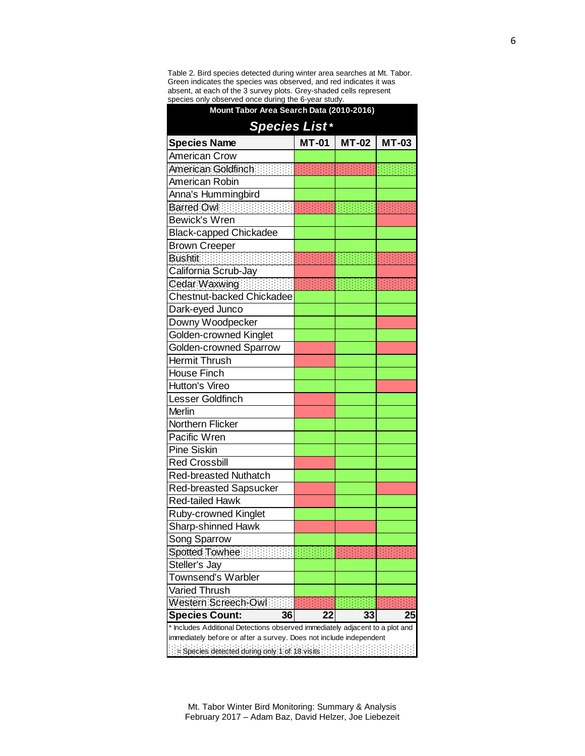Table 2. Bird species detected during winter area searches at Mt. Tabor. Green indicates the species was observed, and red indicates it was absent, at each of the 3 survey plots. Grey-shaded cells represent species only observed once during the 6-year study.

**Mount Tabor Area Search Data (2010-2016)**

***Species List****

(In the table below, green cells are shown as ✓ and red cells as ✗. Grey-shaded rows are marked with ░.)

| Species Name | MT-01 | MT-02 | MT-03 |
|---|---|---|---|
| American Crow | ✓ | ✓ | ✓ |
| American Goldfinch ░ | ✗ | ✗ | ✓ |
| American Robin | ✓ | ✓ | ✓ |
| Anna's Hummingbird | ✓ | ✓ | ✓ |
| Barred Owl ░ | ✗ | ✓ | ✗ |
| Bewick's Wren | ✓ | ✓ | ✗ |
| Black-capped Chickadee | ✓ | ✓ | ✓ |
| Brown Creeper | ✓ | ✓ | ✓ |
| Bushtit ░ | ✗ | ✓ | ✗ |
| California Scrub-Jay | ✗ | ✓ | ✗ |
| Cedar Waxwing ░ | ✗ | ✓ | ✗ |
| Chestnut-backed Chickadee | ✓ | ✓ | ✓ |
| Dark-eyed Junco | ✓ | ✓ | ✓ |
| Downy Woodpecker | ✓ | ✓ | ✗ |
| Golden-crowned Kinglet | ✓ | ✓ | ✓ |
| Golden-crowned Sparrow | ✗ | ✓ | ✗ |
| Hermit Thrush | ✗ | ✓ | ✓ |
| House Finch | ✓ | ✓ | ✓ |
| Hutton's Vireo | ✓ | ✓ | ✗ |
| Lesser Goldfinch | ✗ | ✓ | ✓ |
| Merlin | ✗ | ✓ | ✓ |
| Northern Flicker | ✓ | ✓ | ✓ |
| Pacific Wren | ✓ | ✓ | ✓ |
| Pine Siskin | ✓ | ✓ | ✓ |
| Red Crossbill | ✗ | ✓ | ✓ |
| Red-breasted Nuthatch | ✓ | ✓ | ✓ |
| Red-breasted Sapsucker | ✗ | ✓ | ✗ |
| Red-tailed Hawk | ✗ | ✓ | ✓ |
| Ruby-crowned Kinglet | ✓ | ✓ | ✓ |
| Sharp-shinned Hawk | ✗ | ✗ | ✓ |
| Song Sparrow | ✓ | ✓ | ✓ |
| Spotted Towhee ░ | ✓ | ✗ | ✗ |
| Steller's Jay | ✓ | ✓ | ✓ |
| Townsend's Warbler | ✓ | ✓ | ✓ |
| Varied Thrush | ✓ | ✓ | ✓ |
| Western Screech-Owl ░ | ✗ | ✓ | ✗ |
| **Species Count: 36** | **22** | **33** | **25** |

* Includes Additional Detections observed immediately adjacent to a plot and immediately before or after a survey. Does not include independent

░ = Species detected during only 1 of 18 visits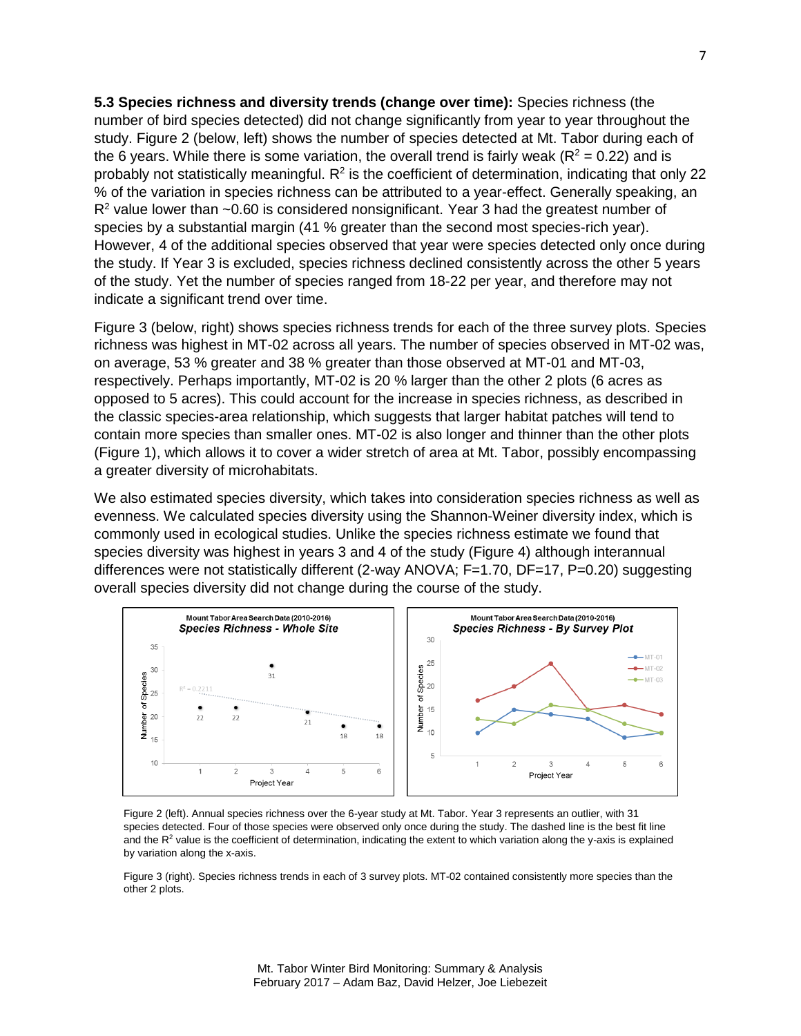**5.3 Species richness and diversity trends (change over time):** Species richness (the number of bird species detected) did not change significantly from year to year throughout the study. Figure 2 (below, left) shows the number of species detected at Mt. Tabor during each of the 6 years. While there is some variation, the overall trend is fairly weak ($R^2 = 0.22$) and is probably not statistically meaningful. $R^2$ is the coefficient of determination, indicating that only 22 % of the variation in species richness can be attributed to a year-effect. Generally speaking, an $R^2$ value lower than ~0.60 is considered nonsignificant. Year 3 had the greatest number of species by a substantial margin (41 % greater than the second most species-rich year). However, 4 of the additional species observed that year were species detected only once during the study. If Year 3 is excluded, species richness declined consistently across the other 5 years of the study. Yet the number of species ranged from 18-22 per year, and therefore may not indicate a significant trend over time.

Figure 3 (below, right) shows species richness trends for each of the three survey plots. Species richness was highest in MT-02 across all years. The number of species observed in MT-02 was, on average, 53 % greater and 38 % greater than those observed at MT-01 and MT-03, respectively. Perhaps importantly, MT-02 is 20 % larger than the other 2 plots (6 acres as opposed to 5 acres). This could account for the increase in species richness, as described in the classic species-area relationship, which suggests that larger habitat patches will tend to contain more species than smaller ones. MT-02 is also longer and thinner than the other plots (Figure 1), which allows it to cover a wider stretch of area at Mt. Tabor, possibly encompassing a greater diversity of microhabitats.

We also estimated species diversity, which takes into consideration species richness as well as evenness. We calculated species diversity using the Shannon-Weiner diversity index, which is commonly used in ecological studies. Unlike the species richness estimate we found that species diversity was highest in years 3 and 4 of the study (Figure 4) although interannual differences were not statistically different (2-way ANOVA; $F=1.70$, $DF=17$, $P=0.20$) suggesting overall species diversity did not change during the course of the study.

Figure 2 (left). Annual species richness over the 6-year study at Mt. Tabor. Year 3 represents an outlier, with 31 species detected. Four of those species were observed only once during the study. The dashed line is the best fit line and the $R^2$ value is the coefficient of determination, indicating the extent to which variation along the y-axis is explained by variation along the x-axis.

Figure 3 (right). Species richness trends in each of 3 survey plots. MT-02 contained consistently more species than the other 2 plots.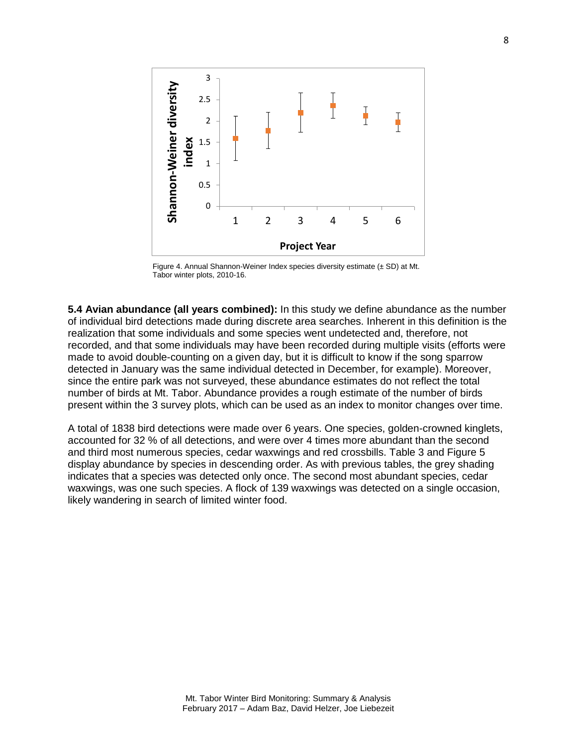Figure 4. Annual Shannon-Weiner Index species diversity estimate (± SD) at Mt. Tabor winter plots, 2010-16.

**5.4 Avian abundance (all years combined):** In this study we define abundance as the number of individual bird detections made during discrete area searches. Inherent in this definition is the realization that some individuals and some species went undetected and, therefore, not recorded, and that some individuals may have been recorded during multiple visits (efforts were made to avoid double-counting on a given day, but it is difficult to know if the song sparrow detected in January was the same individual detected in December, for example). Moreover, since the entire park was not surveyed, these abundance estimates do not reflect the total number of birds at Mt. Tabor. Abundance provides a rough estimate of the number of birds present within the 3 survey plots, which can be used as an index to monitor changes over time.

A total of 1838 bird detections were made over 6 years. One species, golden-crowned kinglets, accounted for 32 % of all detections, and were over 4 times more abundant than the second and third most numerous species, cedar waxwings and red crossbills. Table 3 and Figure 5 display abundance by species in descending order. As with previous tables, the grey shading indicates that a species was detected only once. The second most abundant species, cedar waxwings, was one such species. A flock of 139 waxwings was detected on a single occasion, likely wandering in search of limited winter food.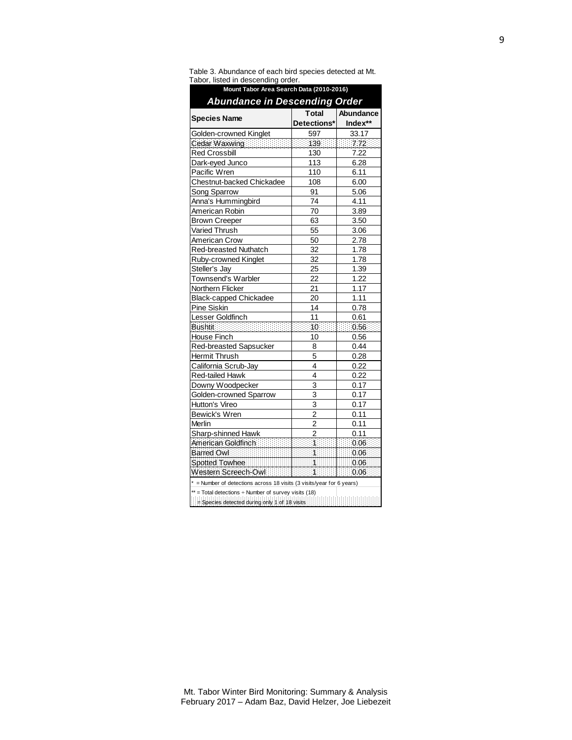Table 3. Abundance of each bird species detected at Mt. Tabor, listed in descending order.

| Mount Tabor Area Search Data (2010-2016) | | |
|---|---|---|
| ***Abundance in Descending Order*** | | |
| **Species Name** | **Total Detections*** | **Abundance Index**** |
| Golden-crowned Kinglet | 597 | 33.17 |
| Cedar Waxwing | 139 | 7.72 |
| Red Crossbill | 130 | 7.22 |
| Dark-eyed Junco | 113 | 6.28 |
| Pacific Wren | 110 | 6.11 |
| Chestnut-backed Chickadee | 108 | 6.00 |
| Song Sparrow | 91 | 5.06 |
| Anna's Hummingbird | 74 | 4.11 |
| American Robin | 70 | 3.89 |
| Brown Creeper | 63 | 3.50 |
| Varied Thrush | 55 | 3.06 |
| American Crow | 50 | 2.78 |
| Red-breasted Nuthatch | 32 | 1.78 |
| Ruby-crowned Kinglet | 32 | 1.78 |
| Steller's Jay | 25 | 1.39 |
| Townsend's Warbler | 22 | 1.22 |
| Northern Flicker | 21 | 1.17 |
| Black-capped Chickadee | 20 | 1.11 |
| Pine Siskin | 14 | 0.78 |
| Lesser Goldfinch | 11 | 0.61 |
| Bushtit | 10 | 0.56 |
| House Finch | 10 | 0.56 |
| Red-breasted Sapsucker | 8 | 0.44 |
| Hermit Thrush | 5 | 0.28 |
| California Scrub-Jay | 4 | 0.22 |
| Red-tailed Hawk | 4 | 0.22 |
| Downy Woodpecker | 3 | 0.17 |
| Golden-crowned Sparrow | 3 | 0.17 |
| Hutton's Vireo | 3 | 0.17 |
| Bewick's Wren | 2 | 0.11 |
| Merlin | 2 | 0.11 |
| Sharp-shinned Hawk | 2 | 0.11 |
| American Goldfinch | 1 | 0.06 |
| Barred Owl | 1 | 0.06 |
| Spotted Towhee | 1 | 0.06 |
| Western Screech-Owl | 1 | 0.06 |

* = Number of detections across 18 visits (3 visits/year for 6 years)

** = Total detections ÷ Number of survey visits (18)

(shaded) = Species detected during only 1 of 18 visits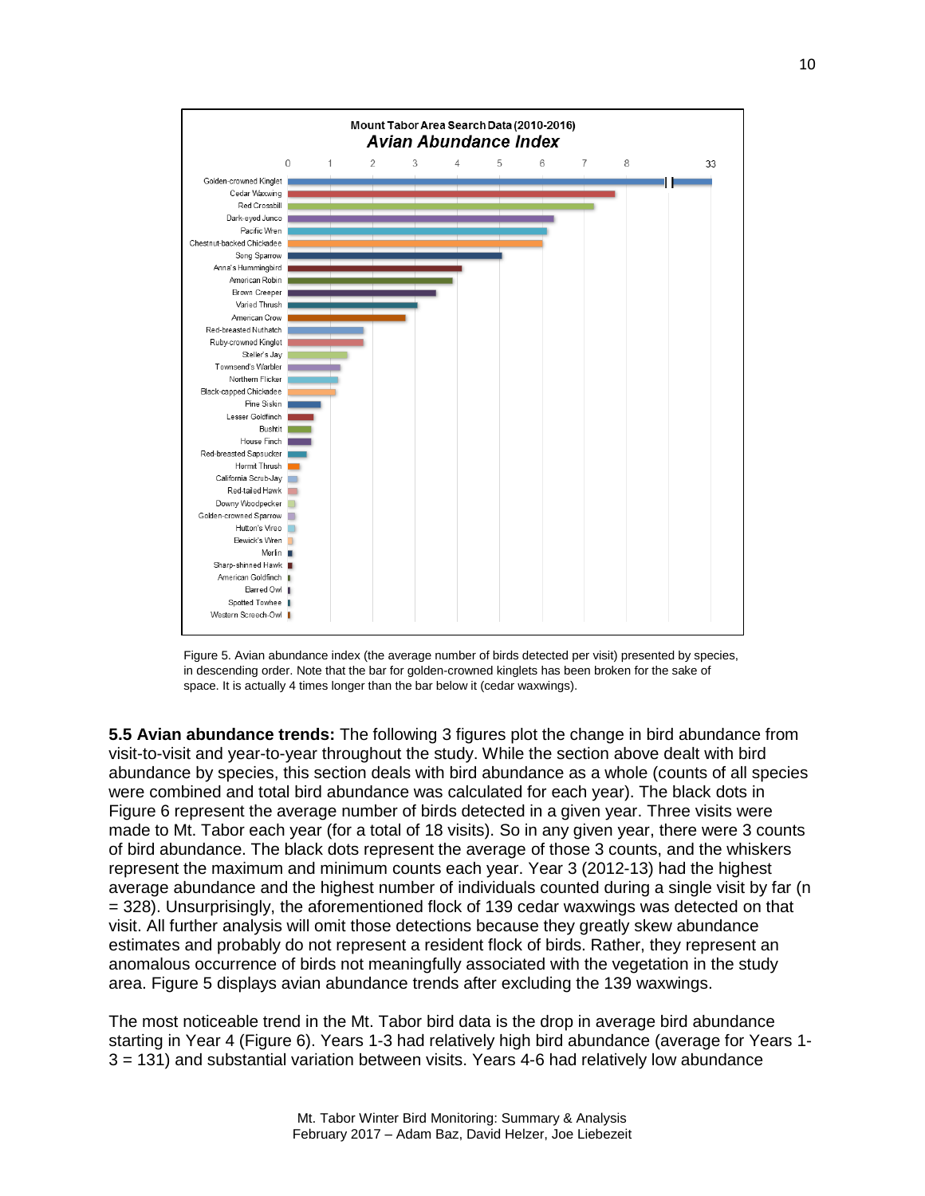Figure 5. Avian abundance index (the average number of birds detected per visit) presented by species, in descending order. Note that the bar for golden-crowned kinglets has been broken for the sake of space. It is actually 4 times longer than the bar below it (cedar waxwings).

**5.5 Avian abundance trends:** The following 3 figures plot the change in bird abundance from visit-to-visit and year-to-year throughout the study. While the section above dealt with bird abundance by species, this section deals with bird abundance as a whole (counts of all species were combined and total bird abundance was calculated for each year). The black dots in Figure 6 represent the average number of birds detected in a given year. Three visits were made to Mt. Tabor each year (for a total of 18 visits). So in any given year, there were 3 counts of bird abundance. The black dots represent the average of those 3 counts, and the whiskers represent the maximum and minimum counts each year. Year 3 (2012-13) had the highest average abundance and the highest number of individuals counted during a single visit by far (n = 328). Unsurprisingly, the aforementioned flock of 139 cedar waxwings was detected on that visit. All further analysis will omit those detections because they greatly skew abundance estimates and probably do not represent a resident flock of birds. Rather, they represent an anomalous occurrence of birds not meaningfully associated with the vegetation in the study area. Figure 5 displays avian abundance trends after excluding the 139 waxwings.

The most noticeable trend in the Mt. Tabor bird data is the drop in average bird abundance starting in Year 4 (Figure 6). Years 1-3 had relatively high bird abundance (average for Years 1-3 = 131) and substantial variation between visits. Years 4-6 had relatively low abundance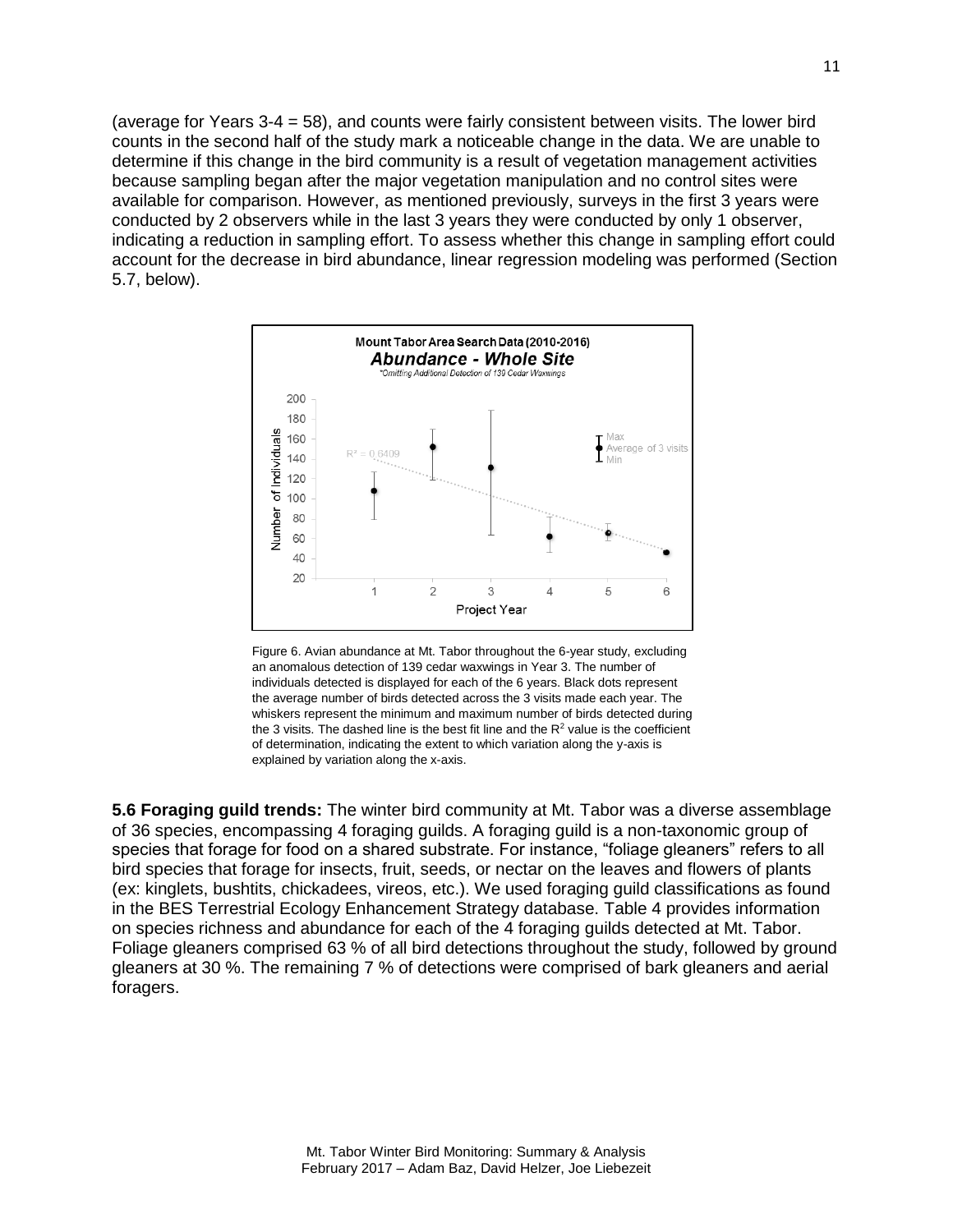(average for Years 3-4 = 58), and counts were fairly consistent between visits. The lower bird counts in the second half of the study mark a noticeable change in the data. We are unable to determine if this change in the bird community is a result of vegetation management activities because sampling began after the major vegetation manipulation and no control sites were available for comparison. However, as mentioned previously, surveys in the first 3 years were conducted by 2 observers while in the last 3 years they were conducted by only 1 observer, indicating a reduction in sampling effort. To assess whether this change in sampling effort could account for the decrease in bird abundance, linear regression modeling was performed (Section 5.7, below).

Figure 6. Avian abundance at Mt. Tabor throughout the 6-year study, excluding an anomalous detection of 139 cedar waxwings in Year 3. The number of individuals detected is displayed for each of the 6 years. Black dots represent the average number of birds detected across the 3 visits made each year. The whiskers represent the minimum and maximum number of birds detected during the 3 visits. The dashed line is the best fit line and the $R^2$ value is the coefficient of determination, indicating the extent to which variation along the y-axis is explained by variation along the x-axis.

**5.6 Foraging guild trends:** The winter bird community at Mt. Tabor was a diverse assemblage of 36 species, encompassing 4 foraging guilds. A foraging guild is a non-taxonomic group of species that forage for food on a shared substrate. For instance, "foliage gleaners" refers to all bird species that forage for insects, fruit, seeds, or nectar on the leaves and flowers of plants (ex: kinglets, bushtits, chickadees, vireos, etc.). We used foraging guild classifications as found in the BES Terrestrial Ecology Enhancement Strategy database. Table 4 provides information on species richness and abundance for each of the 4 foraging guilds detected at Mt. Tabor. Foliage gleaners comprised 63 % of all bird detections throughout the study, followed by ground gleaners at 30 %. The remaining 7 % of detections were comprised of bark gleaners and aerial foragers.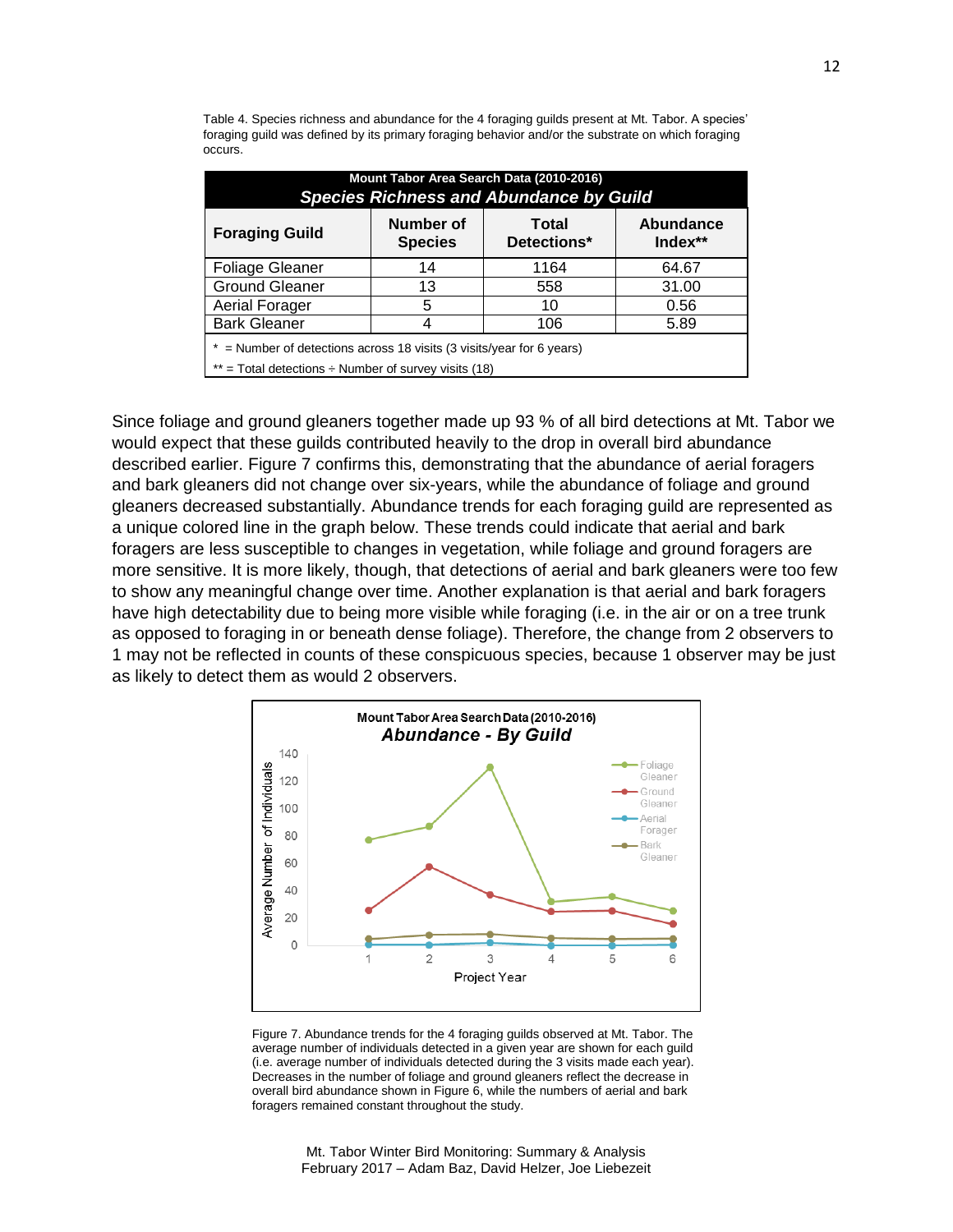Table 4. Species richness and abundance for the 4 foraging guilds present at Mt. Tabor. A species' foraging guild was defined by its primary foraging behavior and/or the substrate on which foraging occurs.

| Mount Tabor Area Search Data (2010-2016) *Species Richness and Abundance by Guild* | | | |
|---|---|---|---|
| **Foraging Guild** | **Number of Species** | **Total Detections*** | **Abundance Index**** |
| Foliage Gleaner | 14 | 1164 | 64.67 |
| Ground Gleaner | 13 | 558 | 31.00 |
| Aerial Forager | 5 | 10 | 0.56 |
| Bark Gleaner | 4 | 106 | 5.89 |

\* = Number of detections across 18 visits (3 visits/year for 6 years)

\** = Total detections ÷ Number of survey visits (18)

Since foliage and ground gleaners together made up 93 % of all bird detections at Mt. Tabor we would expect that these guilds contributed heavily to the drop in overall bird abundance described earlier. Figure 7 confirms this, demonstrating that the abundance of aerial foragers and bark gleaners did not change over six-years, while the abundance of foliage and ground gleaners decreased substantially. Abundance trends for each foraging guild are represented as a unique colored line in the graph below. These trends could indicate that aerial and bark foragers are less susceptible to changes in vegetation, while foliage and ground foragers are more sensitive. It is more likely, though, that detections of aerial and bark gleaners were too few to show any meaningful change over time. Another explanation is that aerial and bark foragers have high detectability due to being more visible while foraging (i.e. in the air or on a tree trunk as opposed to foraging in or beneath dense foliage). Therefore, the change from 2 observers to 1 may not be reflected in counts of these conspicuous species, because 1 observer may be just as likely to detect them as would 2 observers.

Figure 7. Abundance trends for the 4 foraging guilds observed at Mt. Tabor. The average number of individuals detected in a given year are shown for each guild (i.e. average number of individuals detected during the 3 visits made each year). Decreases in the number of foliage and ground gleaners reflect the decrease in overall bird abundance shown in Figure 6, while the numbers of aerial and bark foragers remained constant throughout the study.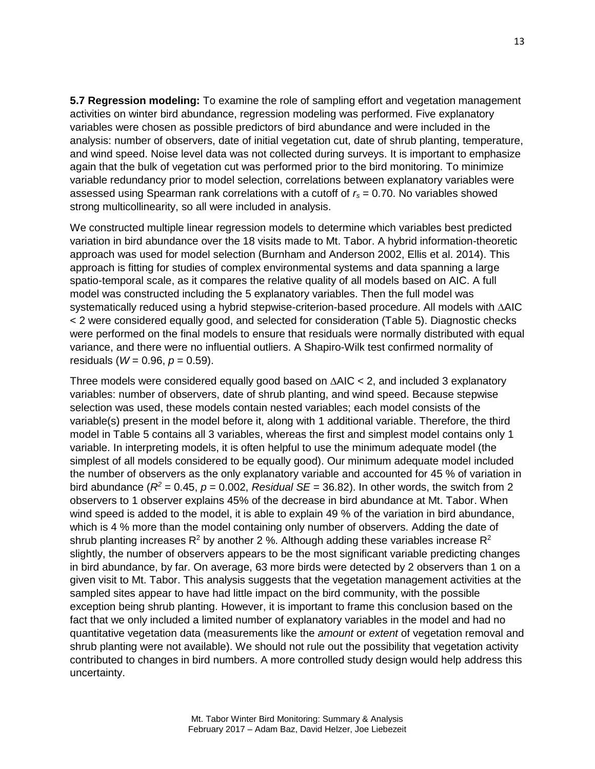**5.7 Regression modeling:** To examine the role of sampling effort and vegetation management activities on winter bird abundance, regression modeling was performed. Five explanatory variables were chosen as possible predictors of bird abundance and were included in the analysis: number of observers, date of initial vegetation cut, date of shrub planting, temperature, and wind speed. Noise level data was not collected during surveys. It is important to emphasize again that the bulk of vegetation cut was performed prior to the bird monitoring. To minimize variable redundancy prior to model selection, correlations between explanatory variables were assessed using Spearman rank correlations with a cutoff of $r_s = 0.70$. No variables showed strong multicollinearity, so all were included in analysis.

We constructed multiple linear regression models to determine which variables best predicted variation in bird abundance over the 18 visits made to Mt. Tabor. A hybrid information-theoretic approach was used for model selection (Burnham and Anderson 2002, Ellis et al. 2014). This approach is fitting for studies of complex environmental systems and data spanning a large spatio-temporal scale, as it compares the relative quality of all models based on AIC. A full model was constructed including the 5 explanatory variables. Then the full model was systematically reduced using a hybrid stepwise-criterion-based procedure. All models with $\Delta$AIC < 2 were considered equally good, and selected for consideration (Table 5). Diagnostic checks were performed on the final models to ensure that residuals were normally distributed with equal variance, and there were no influential outliers. A Shapiro-Wilk test confirmed normality of residuals ($W = 0.96$, $p = 0.59$).

Three models were considered equally good based on $\Delta$AIC < 2, and included 3 explanatory variables: number of observers, date of shrub planting, and wind speed. Because stepwise selection was used, these models contain nested variables; each model consists of the variable(s) present in the model before it, along with 1 additional variable. Therefore, the third model in Table 5 contains all 3 variables, whereas the first and simplest model contains only 1 variable. In interpreting models, it is often helpful to use the minimum adequate model (the simplest of all models considered to be equally good). Our minimum adequate model included the number of observers as the only explanatory variable and accounted for 45 % of variation in bird abundance ($R^2 = 0.45$, $p = 0.002$, *Residual SE* = 36.82). In other words, the switch from 2 observers to 1 observer explains 45% of the decrease in bird abundance at Mt. Tabor. When wind speed is added to the model, it is able to explain 49 % of the variation in bird abundance, which is 4 % more than the model containing only number of observers. Adding the date of shrub planting increases $R^2$ by another 2 %. Although adding these variables increase $R^2$ slightly, the number of observers appears to be the most significant variable predicting changes in bird abundance, by far. On average, 63 more birds were detected by 2 observers than 1 on a given visit to Mt. Tabor. This analysis suggests that the vegetation management activities at the sampled sites appear to have had little impact on the bird community, with the possible exception being shrub planting. However, it is important to frame this conclusion based on the fact that we only included a limited number of explanatory variables in the model and had no quantitative vegetation data (measurements like the *amount* or *extent* of vegetation removal and shrub planting were not available). We should not rule out the possibility that vegetation activity contributed to changes in bird numbers. A more controlled study design would help address this uncertainty.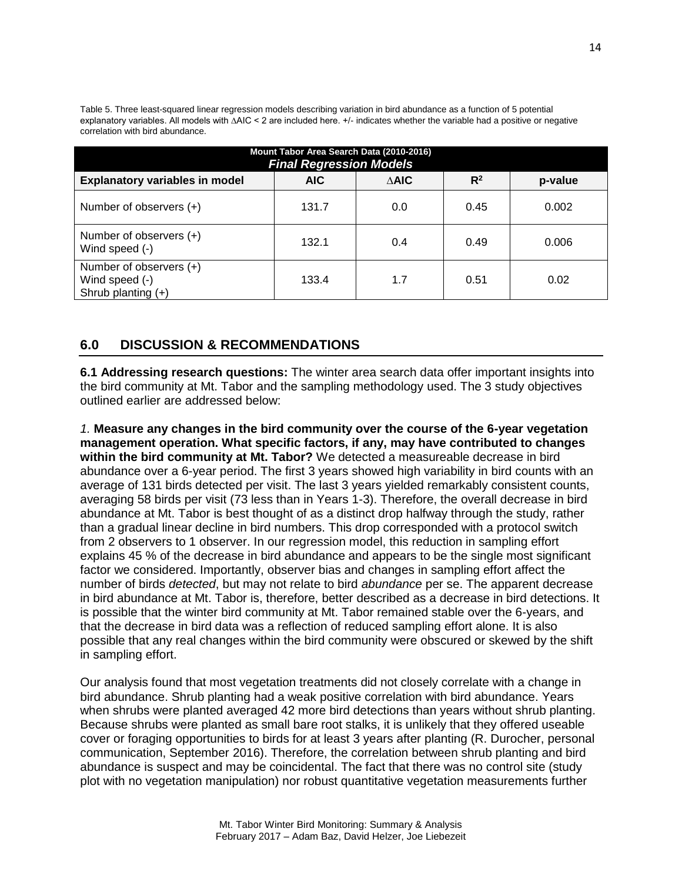Table 5. Three least-squared linear regression models describing variation in bird abundance as a function of 5 potential explanatory variables. All models with ∆AIC < 2 are included here. +/- indicates whether the variable had a positive or negative correlation with bird abundance.

| Mount Tabor Area Search Data (2010-2016) *Final Regression Models* | | | | |
|---|---|---|---|---|
| **Explanatory variables in model** | **AIC** | **∆AIC** | **$R^2$** | **p-value** |
| Number of observers (+) | 131.7 | 0.0 | 0.45 | 0.002 |
| Number of observers (+) Wind speed (-) | 132.1 | 0.4 | 0.49 | 0.006 |
| Number of observers (+) Wind speed (-) Shrub planting (+) | 133.4 | 1.7 | 0.51 | 0.02 |

## 6.0 DISCUSSION & RECOMMENDATIONS

**6.1 Addressing research questions:** The winter area search data offer important insights into the bird community at Mt. Tabor and the sampling methodology used. The 3 study objectives outlined earlier are addressed below:

*1.* **Measure any changes in the bird community over the course of the 6-year vegetation management operation. What specific factors, if any, may have contributed to changes within the bird community at Mt. Tabor?** We detected a measureable decrease in bird abundance over a 6-year period. The first 3 years showed high variability in bird counts with an average of 131 birds detected per visit. The last 3 years yielded remarkably consistent counts, averaging 58 birds per visit (73 less than in Years 1-3). Therefore, the overall decrease in bird abundance at Mt. Tabor is best thought of as a distinct drop halfway through the study, rather than a gradual linear decline in bird numbers. This drop corresponded with a protocol switch from 2 observers to 1 observer. In our regression model, this reduction in sampling effort explains 45 % of the decrease in bird abundance and appears to be the single most significant factor we considered. Importantly, observer bias and changes in sampling effort affect the number of birds *detected*, but may not relate to bird *abundance* per se. The apparent decrease in bird abundance at Mt. Tabor is, therefore, better described as a decrease in bird detections. It is possible that the winter bird community at Mt. Tabor remained stable over the 6-years, and that the decrease in bird data was a reflection of reduced sampling effort alone. It is also possible that any real changes within the bird community were obscured or skewed by the shift in sampling effort.

Our analysis found that most vegetation treatments did not closely correlate with a change in bird abundance. Shrub planting had a weak positive correlation with bird abundance. Years when shrubs were planted averaged 42 more bird detections than years without shrub planting. Because shrubs were planted as small bare root stalks, it is unlikely that they offered useable cover or foraging opportunities to birds for at least 3 years after planting (R. Durocher, personal communication, September 2016). Therefore, the correlation between shrub planting and bird abundance is suspect and may be coincidental. The fact that there was no control site (study plot with no vegetation manipulation) nor robust quantitative vegetation measurements further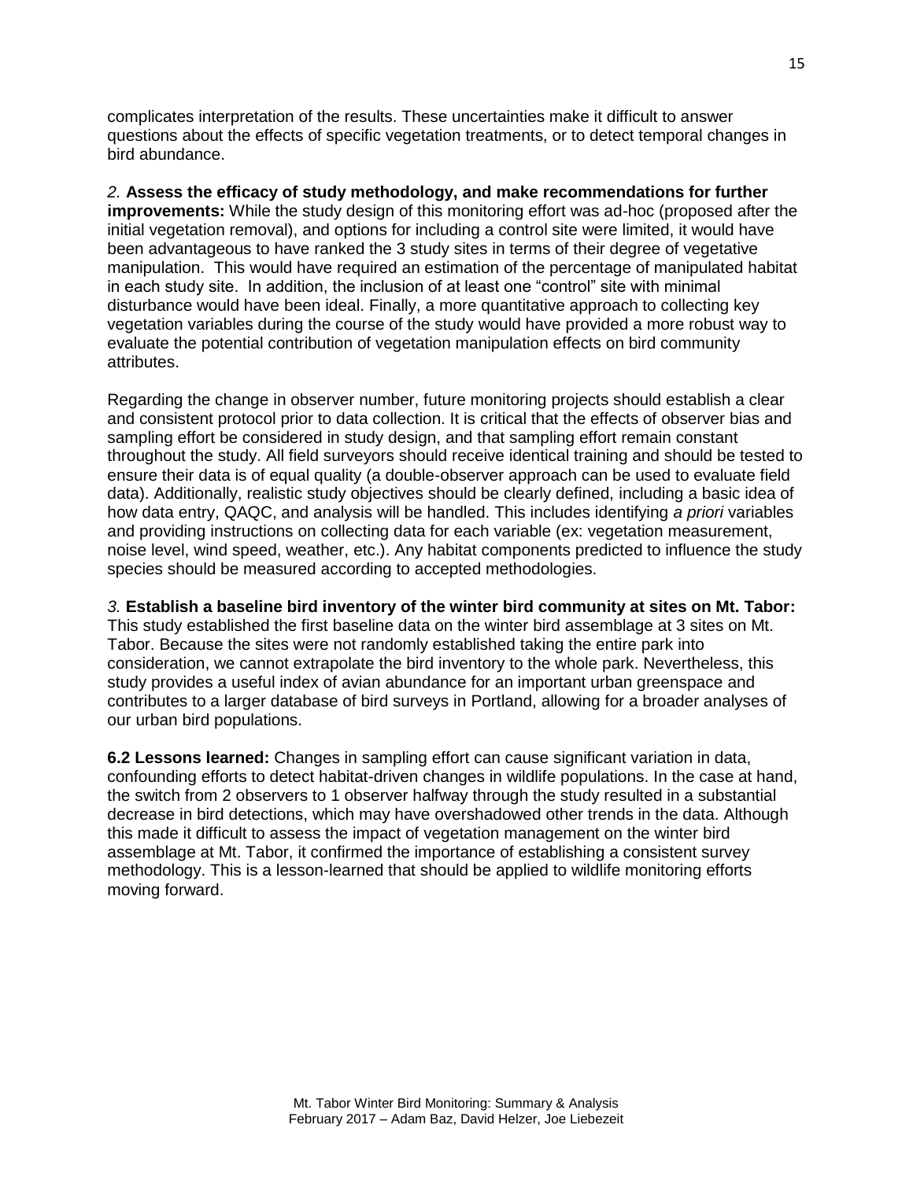complicates interpretation of the results. These uncertainties make it difficult to answer questions about the effects of specific vegetation treatments, or to detect temporal changes in bird abundance.

*2.* **Assess the efficacy of study methodology, and make recommendations for further improvements:** While the study design of this monitoring effort was ad-hoc (proposed after the initial vegetation removal), and options for including a control site were limited, it would have been advantageous to have ranked the 3 study sites in terms of their degree of vegetative manipulation. This would have required an estimation of the percentage of manipulated habitat in each study site. In addition, the inclusion of at least one "control" site with minimal disturbance would have been ideal. Finally, a more quantitative approach to collecting key vegetation variables during the course of the study would have provided a more robust way to evaluate the potential contribution of vegetation manipulation effects on bird community attributes.

Regarding the change in observer number, future monitoring projects should establish a clear and consistent protocol prior to data collection. It is critical that the effects of observer bias and sampling effort be considered in study design, and that sampling effort remain constant throughout the study. All field surveyors should receive identical training and should be tested to ensure their data is of equal quality (a double-observer approach can be used to evaluate field data). Additionally, realistic study objectives should be clearly defined, including a basic idea of how data entry, QAQC, and analysis will be handled. This includes identifying *a priori* variables and providing instructions on collecting data for each variable (ex: vegetation measurement, noise level, wind speed, weather, etc.). Any habitat components predicted to influence the study species should be measured according to accepted methodologies.

*3.* **Establish a baseline bird inventory of the winter bird community at sites on Mt. Tabor:** This study established the first baseline data on the winter bird assemblage at 3 sites on Mt. Tabor. Because the sites were not randomly established taking the entire park into consideration, we cannot extrapolate the bird inventory to the whole park. Nevertheless, this study provides a useful index of avian abundance for an important urban greenspace and contributes to a larger database of bird surveys in Portland, allowing for a broader analyses of our urban bird populations.

**6.2 Lessons learned:** Changes in sampling effort can cause significant variation in data, confounding efforts to detect habitat-driven changes in wildlife populations. In the case at hand, the switch from 2 observers to 1 observer halfway through the study resulted in a substantial decrease in bird detections, which may have overshadowed other trends in the data. Although this made it difficult to assess the impact of vegetation management on the winter bird assemblage at Mt. Tabor, it confirmed the importance of establishing a consistent survey methodology. This is a lesson-learned that should be applied to wildlife monitoring efforts moving forward.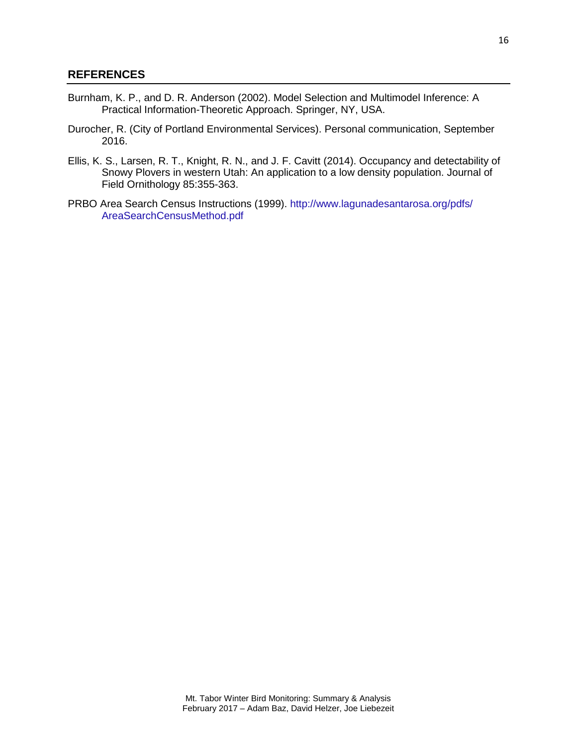## REFERENCES

Burnham, K. P., and D. R. Anderson (2002). Model Selection and Multimodel Inference: A Practical Information-Theoretic Approach. Springer, NY, USA.

Durocher, R. (City of Portland Environmental Services). Personal communication, September 2016.

Ellis, K. S., Larsen, R. T., Knight, R. N., and J. F. Cavitt (2014). Occupancy and detectability of Snowy Plovers in western Utah: An application to a low density population. Journal of Field Ornithology 85:355-363.

PRBO Area Search Census Instructions (1999). http://www.lagunadesantarosa.org/pdfs/AreaSearchCensusMethod.pdf